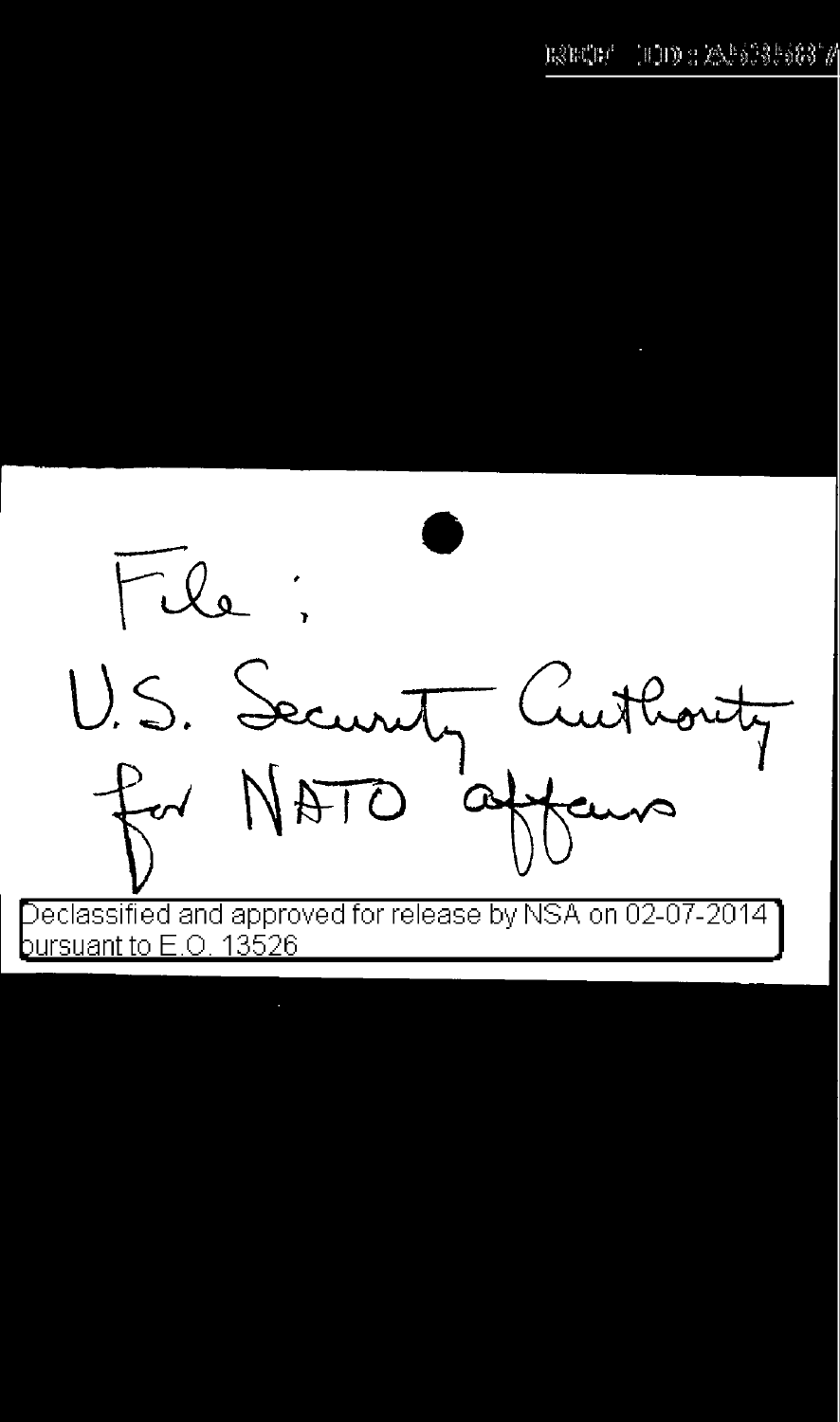File:

U.S. Security Authority for NATO affairs

Declassified and approved for release by NSA on 02-07-2014 pursuant to E.O. 13526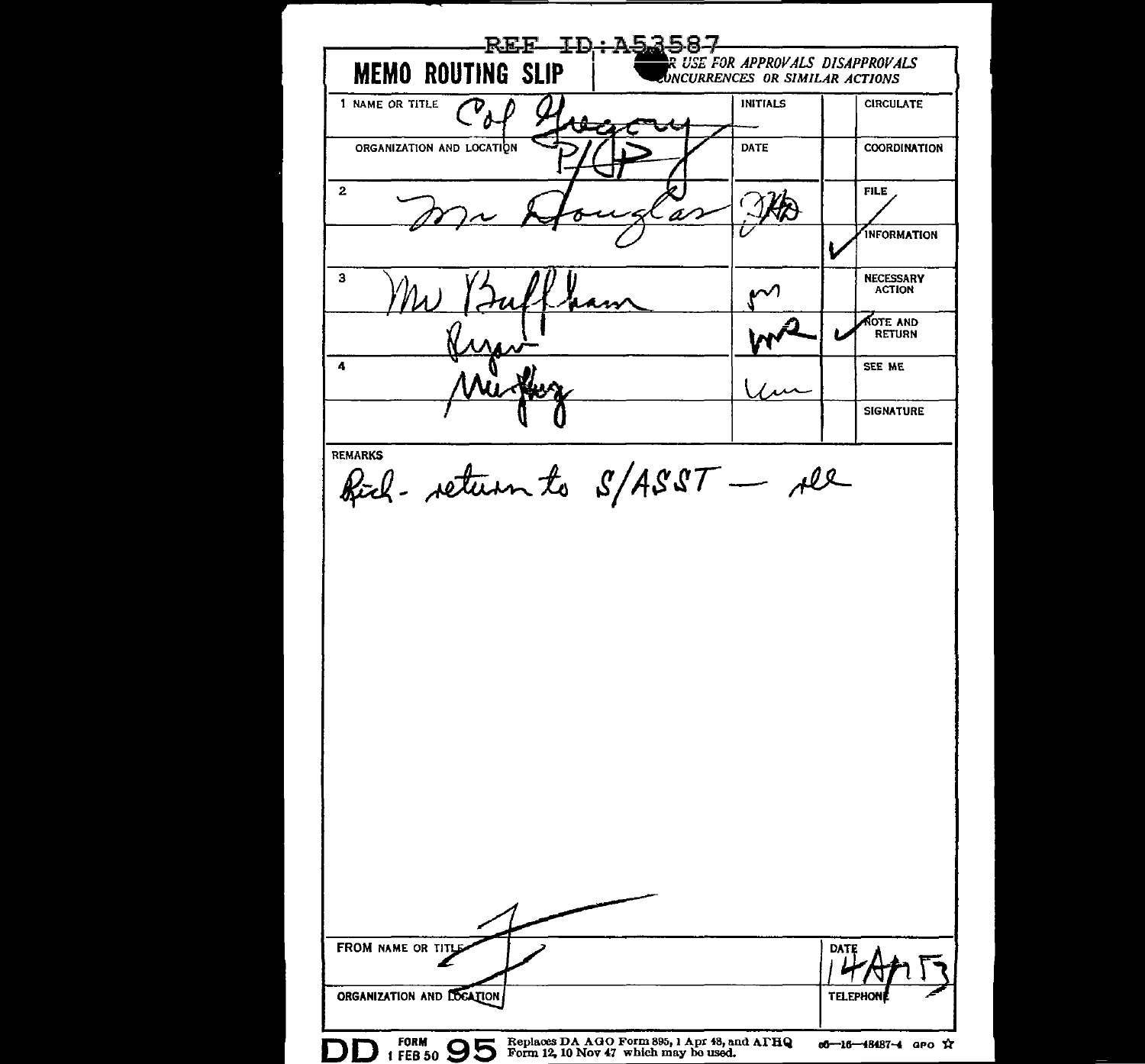REF ID:A53587

# MEMO ROUTING SLIP

R USE FOR APPROVALS DISAPPROVALS CONCURRENCES OR SIMILAR ACTIONS

| | NAME OR TITLE / ORGANIZATION AND LOCATION | INITIALS / DATE | | |
|---|---|---|---|---|
| 1 | Col Gregory | | | CIRCULATE |
| | P/P | | | COORDINATION |
| 2 | Mr Douglas | JHD | | FILE |
| | | | ✓ | INFORMATION |
| 3 | Mr Buffham | | | NECESSARY ACTION |
| | Rigor | WR | ✓ | NOTE AND RETURN |
| 4 | Murphy | Um | | SEE ME |
| | | | | SIGNATURE |

REMARKS

Rich - return to S/ASST — JL

FROM NAME OR TITLE

ORGANIZATION AND LOCATION

DATE 14 Apr 53

TELEPHONE

DD FORM 1 FEB 50 95 Replaces DA AGO Form 895, 1 Apr 48, and AFHQ Form 12, 10 Nov 47 which may be used. 16—48487-4 GPO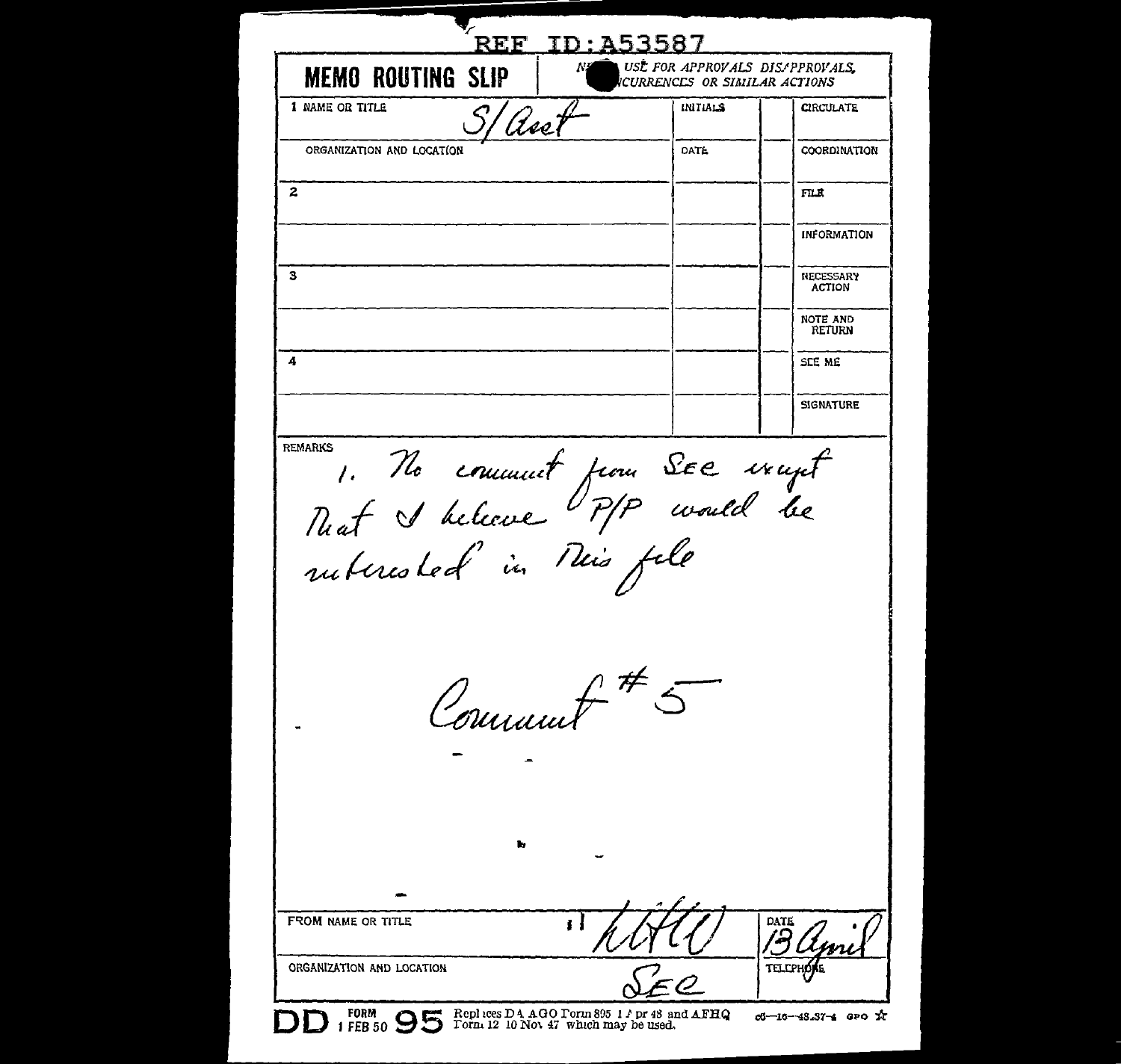REF ID:A53587

**MEMO ROUTING SLIP** | NEVER USE FOR APPROVALS, DISAPPROVALS, CONCURRENCES OR SIMILAR ACTIONS

| 1 NAME OR TITLE | INITIALS | | CIRCULATE |
|---|---|---|---|
| S/Asst | | | |
| ORGANIZATION AND LOCATION | DATE | | COORDINATION |
| 2 | | | FILE |
| | | | INFORMATION |
| 3 | | | NECESSARY ACTION |
| | | | NOTE AND RETURN |
| 4 | | | SEE ME |
| | | | SIGNATURE |

REMARKS

1. No comment from SEC except that I believe P/P would be interested in this file

Comment #5

| FROM NAME OR TITLE | | DATE |
|---|---|---|
| | HHC | 13 April |
| ORGANIZATION AND LOCATION | | TELEPHONE |
| | SEC | |

DD FORM 1 FEB 50 95 Replaces DA AGO Form 895 1 Apr 48 and AFHQ Form 12 10 Nov 47 which may be used. c6—16—48437-4 GPO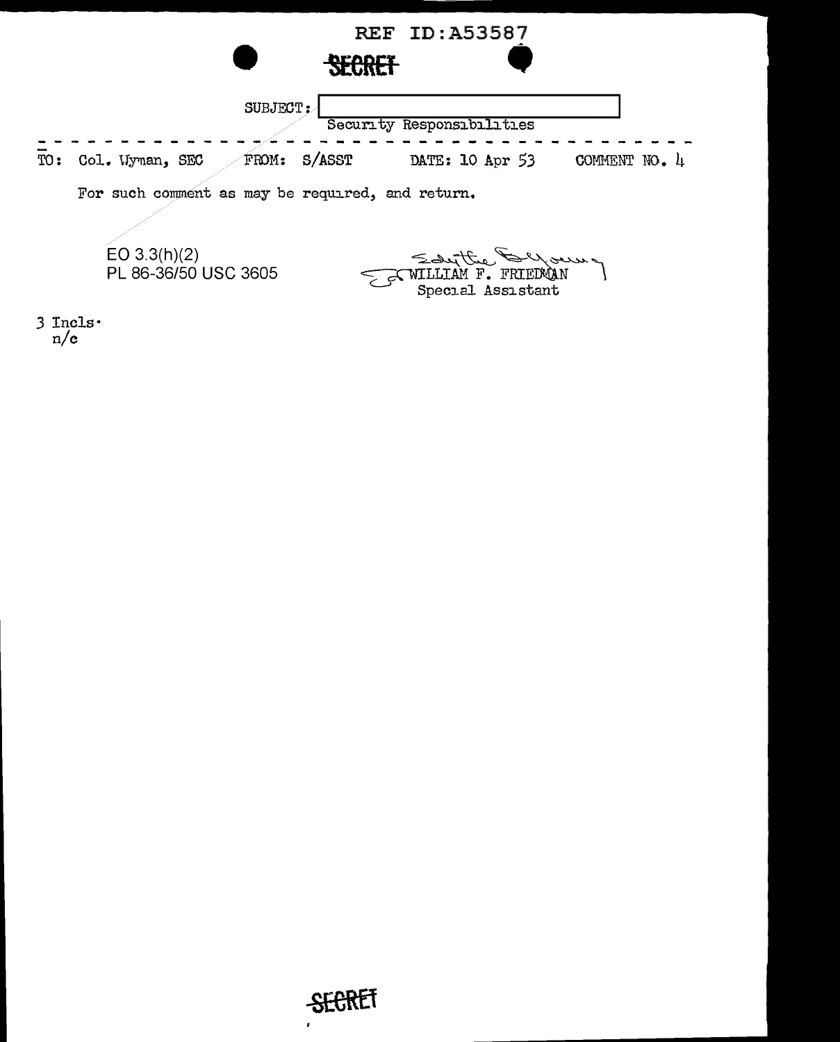REF ID:A53587

~~SECRET~~

SUBJECT: [ ]
Security Responsibilities

---

TO: Col. Wyman, SEC FROM: S/ASST DATE: 10 Apr 53 COMMENT NO. 4

For such comment as may be required, and return.

EO 3.3(h)(2)
PL 86-36/50 USC 3605

WILLIAM F. FRIEDMAN
Special Assistant

3 Incls.
n/c

~~SECRET~~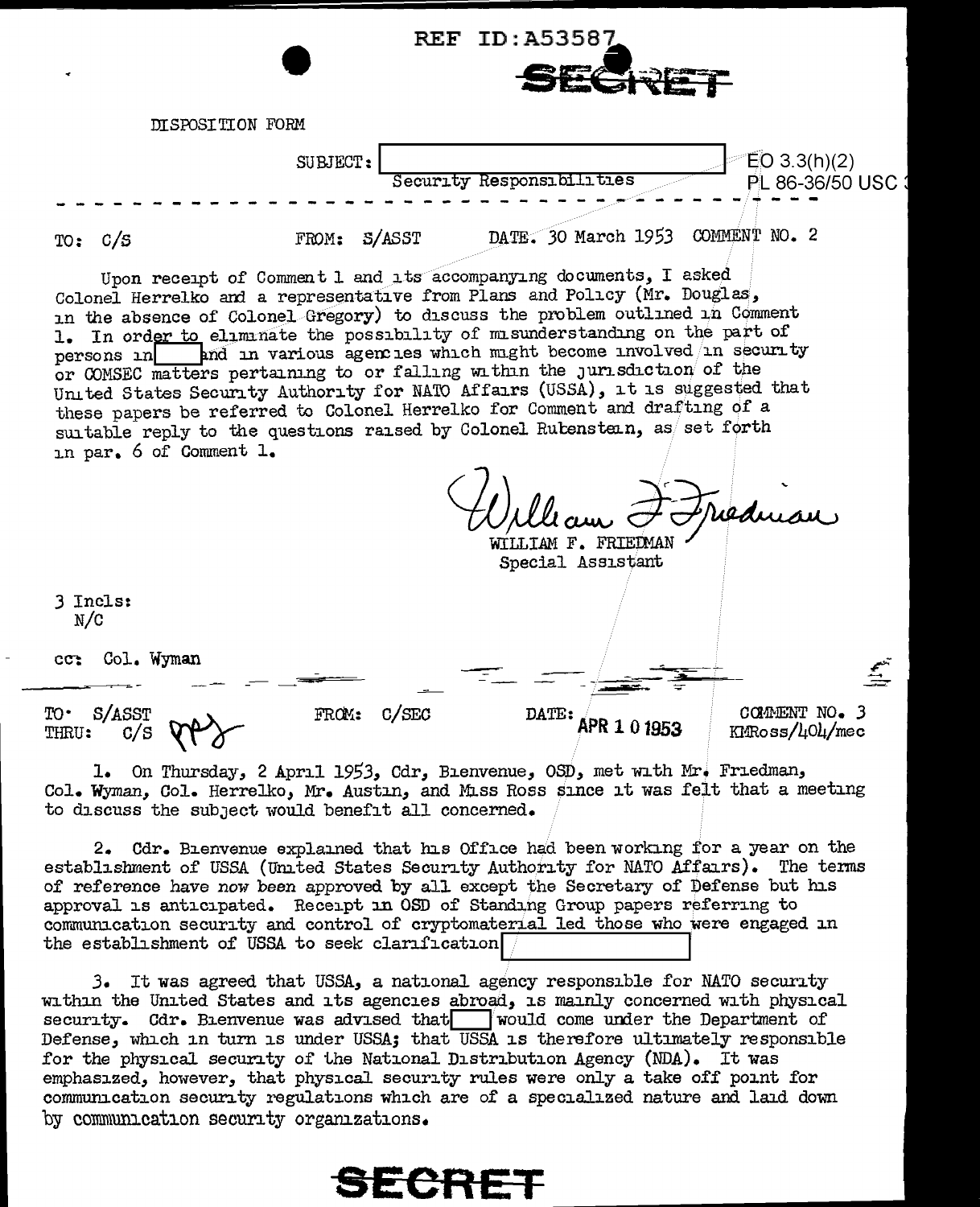REF ID:A53587

SECRET

DISPOSITION FORM

SUBJECT: [redacted] Security Responsibilities

EO 3.3(h)(2)
PL 86-36/50 USC

TO: C/S FROM: S/ASST DATE: 30 March 1953 COMMENT NO. 2

Upon receipt of Comment 1 and its accompanying documents, I asked Colonel Herrelko and a representative from Plans and Policy (Mr. Douglas, in the absence of Colonel Gregory) to discuss the problem outlined in Comment 1. In order to eliminate the possibility of misunderstanding on the part of persons in [redacted] and in various agencies which might become involved in security or COMSEC matters pertaining to or falling within the jurisdiction of the United States Security Authority for NATO Affairs (USSA), it is suggested that these papers be referred to Colonel Herrelko for Comment and drafting of a suitable reply to the questions raised by Colonel Rubenstein, as set forth in par. 6 of Comment 1.

WILLIAM F. FRIEDMAN
Special Assistant

3 Incls:
N/C

cc: Col. Wyman

---

TO: S/ASST
THRU: C/S

FROM: C/SEC DATE: APR 1 0 1953 COMMENT NO. 3
KMRoss/404/mec

1. On Thursday, 2 April 1953, Cdr, Bienvenue, OSD, met with Mr. Friedman, Col. Wyman, Col. Herrelko, Mr. Austin, and Miss Ross since it was felt that a meeting to discuss the subject would benefit all concerned.

2. Cdr. Bienvenue explained that his Office had been working for a year on the establishment of USSA (United States Security Authority for NATO Affairs). The terms of reference have now been approved by all except the Secretary of Defense but his approval is anticipated. Receipt in OSD of Standing Group papers referring to communication security and control of cryptomaterial led those who were engaged in the establishment of USSA to seek clarification [redacted]

3. It was agreed that USSA, a national agency responsible for NATO security within the United States and its agencies abroad, is mainly concerned with physical security. Cdr. Bienvenue was advised that [redacted] would come under the Department of Defense, which in turn is under USSA; that USSA is therefore ultimately responsible for the physical security of the National Distribution Agency (NDA). It was emphasized, however, that physical security rules were only a take off point for communication security regulations which are of a specialized nature and laid down by communication security organizations.

SECRET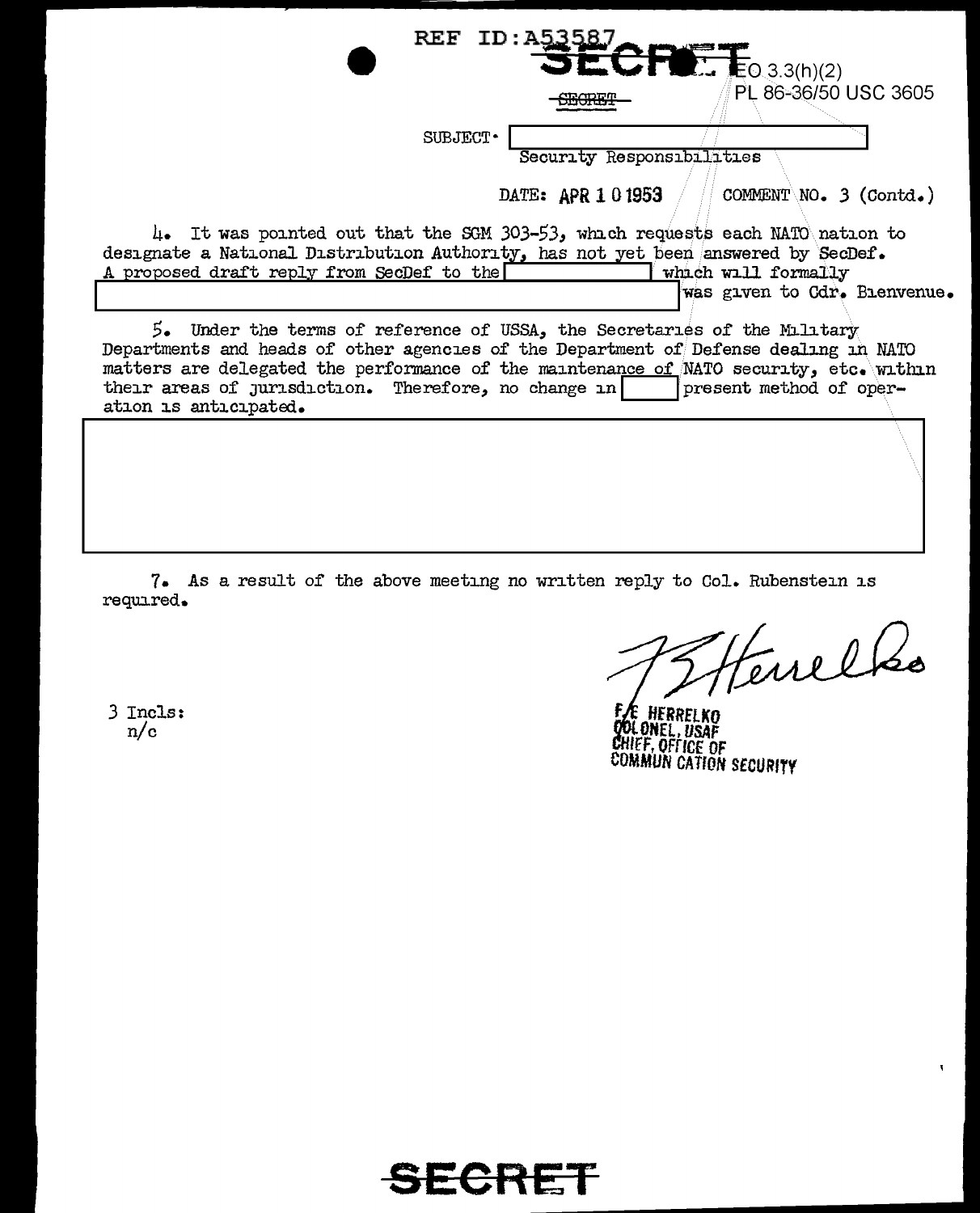REF ID:A53587

SECRET

EO 3.3(h)(2)
PL 86-36/50 USC 3605

~~SECRET~~

SUBJECT: [redacted]
Security Responsibilities

DATE: APR 1 0 1953 COMMENT NO. 3 (Contd.)

4. It was pointed out that the SGM 303-53, which requests each NATO nation to designate a National Distribution Authority, has not yet been answered by SecDef. A proposed draft reply from SecDef to the [redacted] which will formally [redacted] was given to Cdr. Bienvenue.

5. Under the terms of reference of USSA, the Secretaries of the Military Departments and heads of other agencies of the Department of Defense dealing in NATO matters are delegated the performance of the maintenance of NATO security, etc. within their areas of jurisdiction. Therefore, no change in [redacted] present method of operation is anticipated.

[redacted]

7. As a result of the above meeting no written reply to Col. Rubenstein is required.

3 Incls:
n/c

F. E. HERRELKO
COLONEL, USAF
CHIEF, OFFICE OF
COMMUNICATION SECURITY

SECRET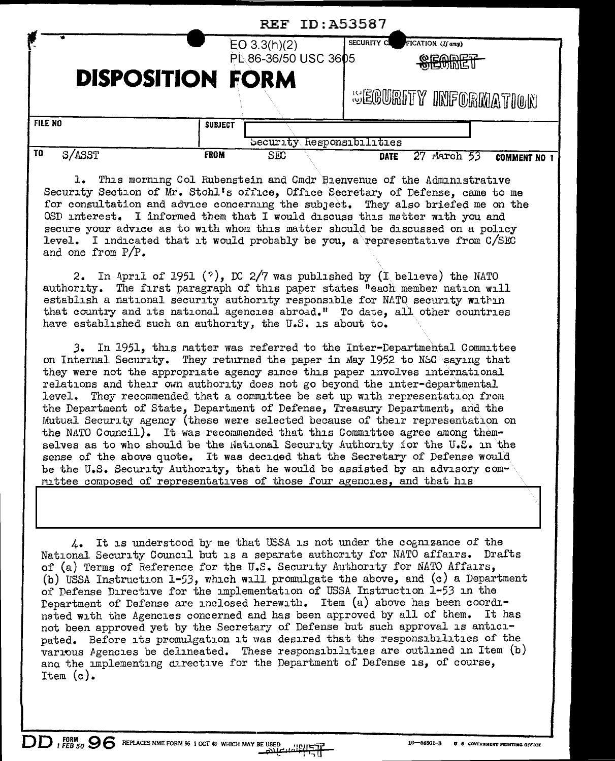REF ID:A53587

EO 3.3(h)(2)
PL 86-36/50 USC 3605

# DISPOSITION FORM

SECURITY CLASSIFICATION (If any)
SECRET
SECURITY INFORMATION

| FILE NO | SUBJECT | | | |
|---|---|---|---|---|
| | Security Responsibilities | | | |
| TO S/ASST | FROM SEC | | DATE 27 March 53 | COMMENT NO 1 |

1. This morning Col Rubenstein and Cmdr Bienvenue of the Administrative Security Section of Mr. Stohl's office, Office Secretary of Defense, came to me for consultation and advice concerning the subject. They also briefed me on the OSD interest. I informed them that I would discuss this matter with you and secure your advice as to with whom this matter should be discussed on a policy level. I indicated that it would probably be you, a representative from C/SEC and one from P/P.

2. In April of 1951 (?), DC 2/7 was published by (I believe) the NATO authority. The first paragraph of this paper states "each member nation will establish a national security authority responsible for NATO security within that country and its national agencies abroad." To date, all other countries have established such an authority, the U.S. is about to.

3. In 1951, this matter was referred to the Inter-Departmental Committee on Internal Security. They returned the paper in May 1952 to NSC saying that they were not the appropriate agency since this paper involves international relations and their own authority does not go beyond the inter-departmental level. They recommended that a committee be set up with representation from the Department of State, Department of Defense, Treasury Department, and the Mutual Security Agency (these were selected because of their representation on the NATO Council). It was recommended that this Committee agree among themselves as to who should be the National Security Authority for the U.S. in the sense of the above quote. It was decided that the Secretary of Defense would be the U.S. Security Authority, that he would be assisted by an advisory committee composed of representatives of those four agencies, and that his

4. It is understood by me that USSA is not under the cognizance of the National Security Council but is a separate authority for NATO affairs. Drafts of (a) Terms of Reference for the U.S. Security Authority for NATO Affairs, (b) USSA Instruction 1-53, which will promulgate the above, and (c) a Department of Defense Directive for the implementation of USSA Instruction 1-53 in the Department of Defense are inclosed herewith. Item (a) above has been coordinated with the Agencies concerned and has been approved by all of them. It has not been approved yet by the Secretary of Defense but such approval is anticipated. Before its promulgation it was desired that the responsibilities of the various Agencies be delineated. These responsibilities are outlined in Item (b) and the implementing directive for the Department of Defense is, of course, Item (c).

DD FORM 1 FEB 50 96 REPLACES NME FORM 96 1 OCT 48 WHICH MAY BE USED SECRET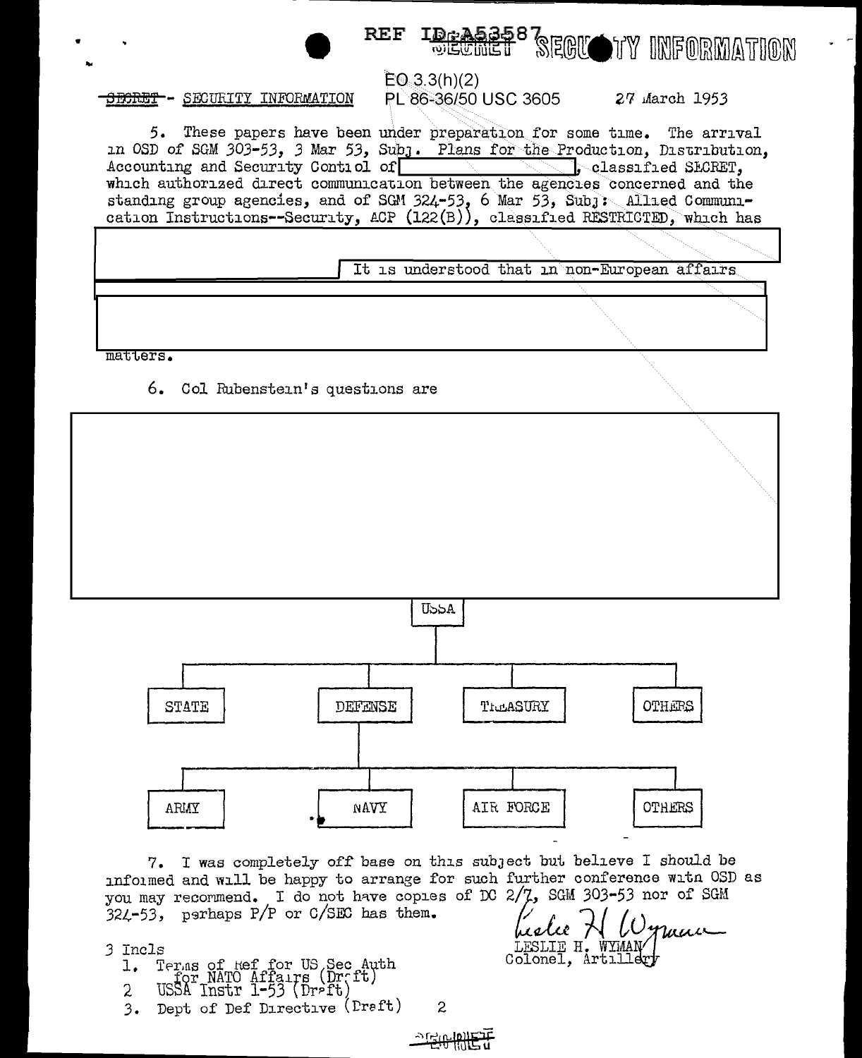SECRET - SECURITY INFORMATION

EO 3.3(h)(2)
PL 86-36/50 USC 3605

27 March 1953

5. These papers have been under preparation for some time. The arrival in OSD of SGM 303-53, 3 Mar 53, Subj. Plans for the Production, Distribution, Accounting and Security Control of [REDACTED], classified SECRET, which authorized direct communication between the agencies concerned and the standing group agencies, and of SGM 324-53, 6 Mar 53, Subj: Allied Communication Instructions--Security, ACP (122(B)), classified RESTRICTED, which has

[REDACTED] It is understood that in non-European affairs [REDACTED]

matters.

6. Col Rubenstein's questions are

[REDACTED]

USSA
- STATE
- DEFENSE
  - ARMY
  - NAVY
  - AIR FORCE
  - OTHERS
- TREASURY
- OTHERS

7. I was completely off base on this subject but believe I should be informed and will be happy to arrange for such further conference with OSD as you may recommend. I do not have copies of DC 2/7, SGM 303-53 nor of SGM 324-53, perhaps P/P or C/SEC has them.

Leslie H Wyman
LESLIE H. WYMAN
Colonel, Artillery

3 Incls
1. Terms of Ref for US Sec Auth for NATO Affairs (Draft)
2. USSA Instr 1-53 (Draft)
3. Dept of Def Directive (Draft)

SECRET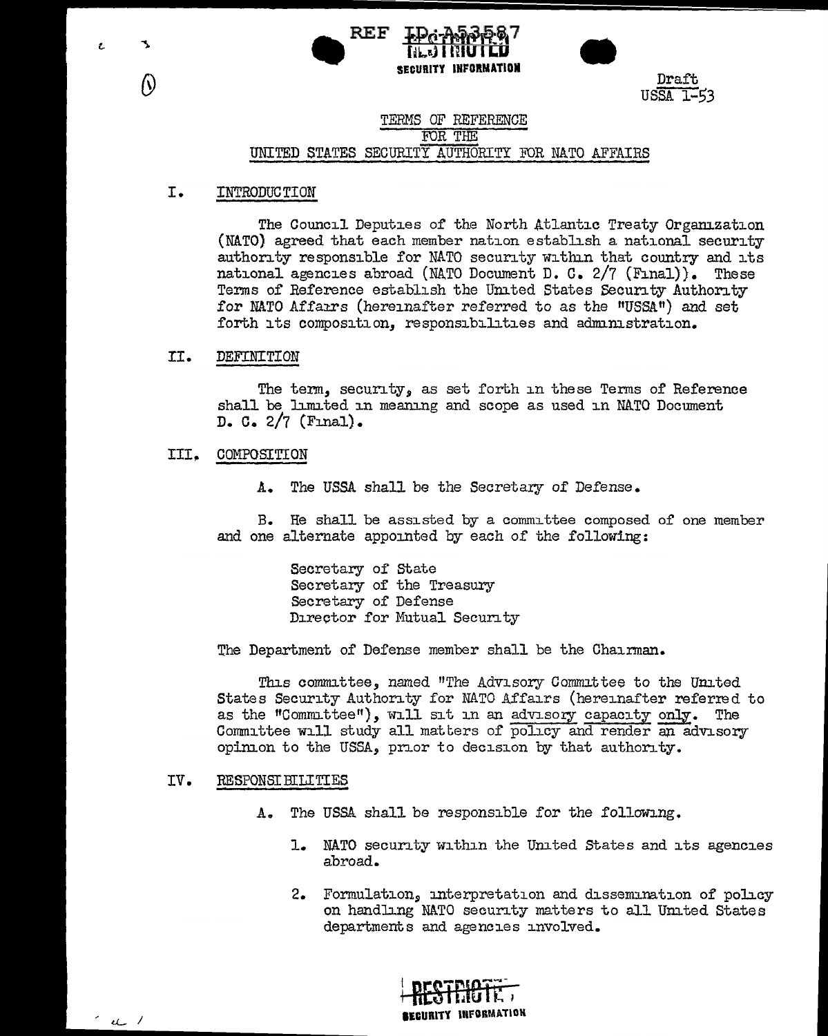REF ID:A53587 RESTRICTED SECURITY INFORMATION

Draft
USSA 1-53

# TERMS OF REFERENCE FOR THE UNITED STATES SECURITY AUTHORITY FOR NATO AFFAIRS

## I. INTRODUCTION

The Council Deputies of the North Atlantic Treaty Organization (NATO) agreed that each member nation establish a national security authority responsible for NATO security within that country and its national agencies abroad (NATO Document D. C. 2/7 (Final)). These Terms of Reference establish the United States Security Authority for NATO Affairs (hereinafter referred to as the "USSA") and set forth its composition, responsibilities and administration.

## II. DEFINITION

The term, security, as set forth in these Terms of Reference shall be limited in meaning and scope as used in NATO Document D. C. 2/7 (Final).

## III. COMPOSITION

A. The USSA shall be the Secretary of Defense.

B. He shall be assisted by a committee composed of one member and one alternate appointed by each of the following:

Secretary of State
Secretary of the Treasury
Secretary of Defense
Director for Mutual Security

The Department of Defense member shall be the Chairman.

This committee, named "The Advisory Committee to the United States Security Authority for NATO Affairs (hereinafter referred to as the "Committee"), will sit in an advisory capacity only. The Committee will study all matters of policy and render an advisory opinion to the USSA, prior to decision by that authority.

## IV. RESPONSIBILITIES

A. The USSA shall be responsible for the following.

1. NATO security within the United States and its agencies abroad.
2. Formulation, interpretation and dissemination of policy on handling NATO security matters to all United States departments and agencies involved.

RESTRICTED SECURITY INFORMATION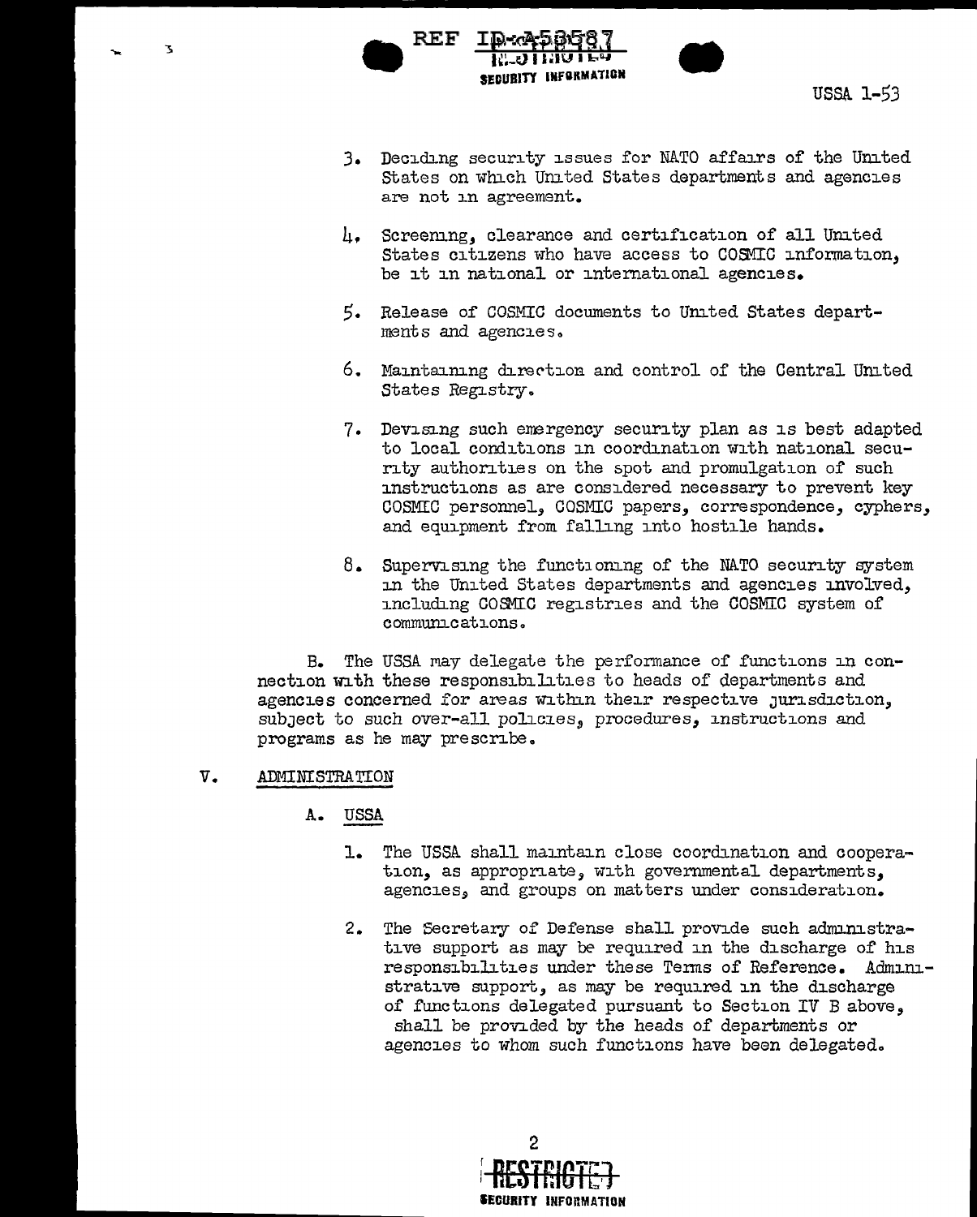3. Deciding security issues for NATO affairs of the United States on which United States departments and agencies are not in agreement.

4. Screening, clearance and certification of all United States citizens who have access to COSMIC information, be it in national or international agencies.

5. Release of COSMIC documents to United States departments and agencies.

6. Maintaining direction and control of the Central United States Registry.

7. Devising such emergency security plan as is best adapted to local conditions in coordination with national security authorities on the spot and promulgation of such instructions as are considered necessary to prevent key COSMIC personnel, COSMIC papers, correspondence, cyphers, and equipment from falling into hostile hands.

8. Supervising the functioning of the NATO security system in the United States departments and agencies involved, including COSMIC registries and the COSMIC system of communications.

B. The USSA may delegate the performance of functions in connection with these responsibilities to heads of departments and agencies concerned for areas within their respective jurisdiction, subject to such over-all policies, procedures, instructions and programs as he may prescribe.

## V. ADMINISTRATION

### A. USSA

1. The USSA shall maintain close coordination and cooperation, as appropriate, with governmental departments, agencies, and groups on matters under consideration.

2. The Secretary of Defense shall provide such administrative support as may be required in the discharge of his responsibilities under these Terms of Reference. Administrative support, as may be required in the discharge of functions delegated pursuant to Section IV B above, shall be provided by the heads of departments or agencies to whom such functions have been delegated.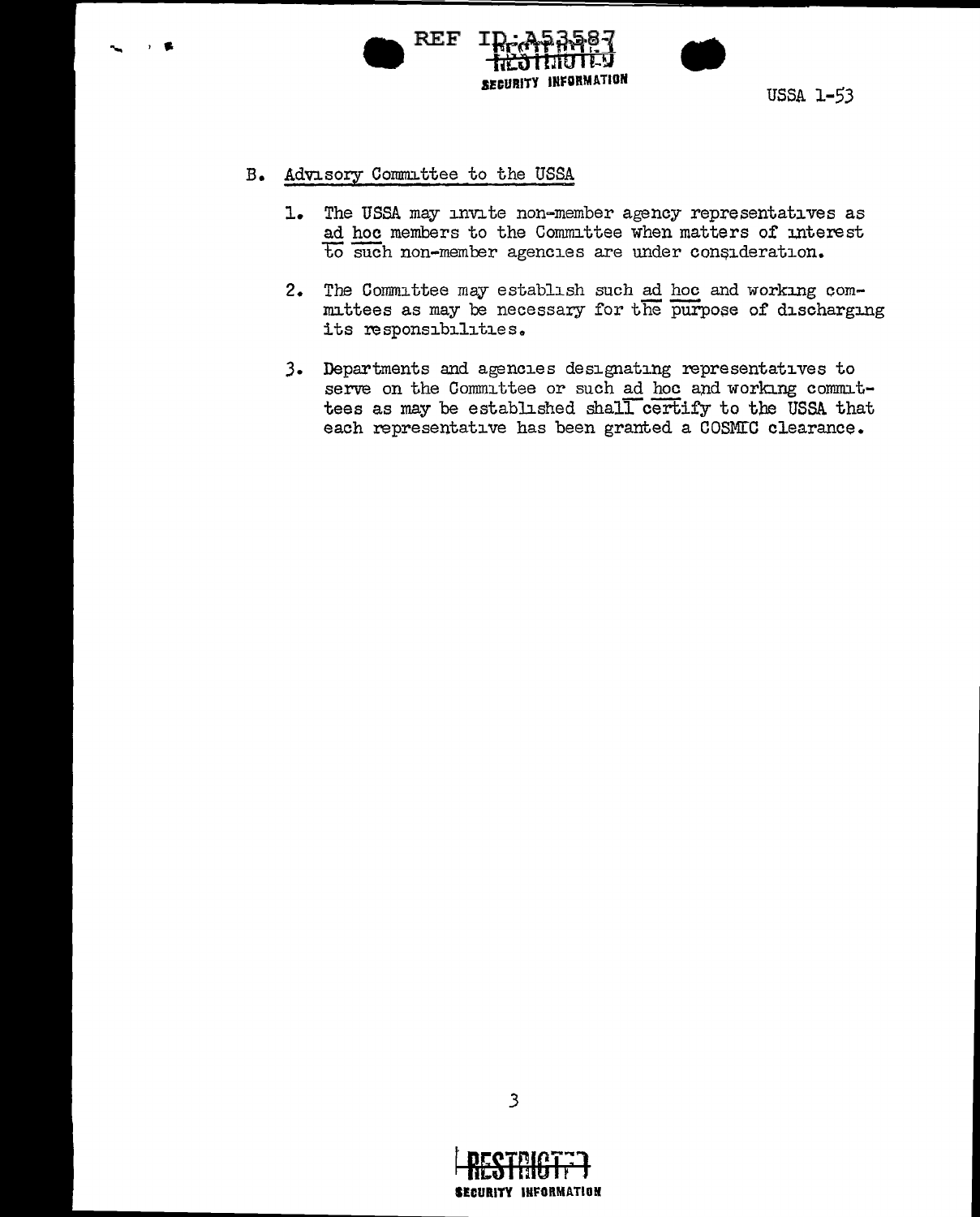## B. Advisory Committee to the USSA

1. The USSA may invite non-member agency representatives as *ad hoc* members to the Committee when matters of interest to such non-member agencies are under consideration.

2. The Committee may establish such *ad hoc* and working committees as may be necessary for the purpose of discharging its responsibilities.

3. Departments and agencies designating representatives to serve on the Committee or such *ad hoc* and working committees as may be established shall certify to the USSA that each representative has been granted a COSMIC clearance.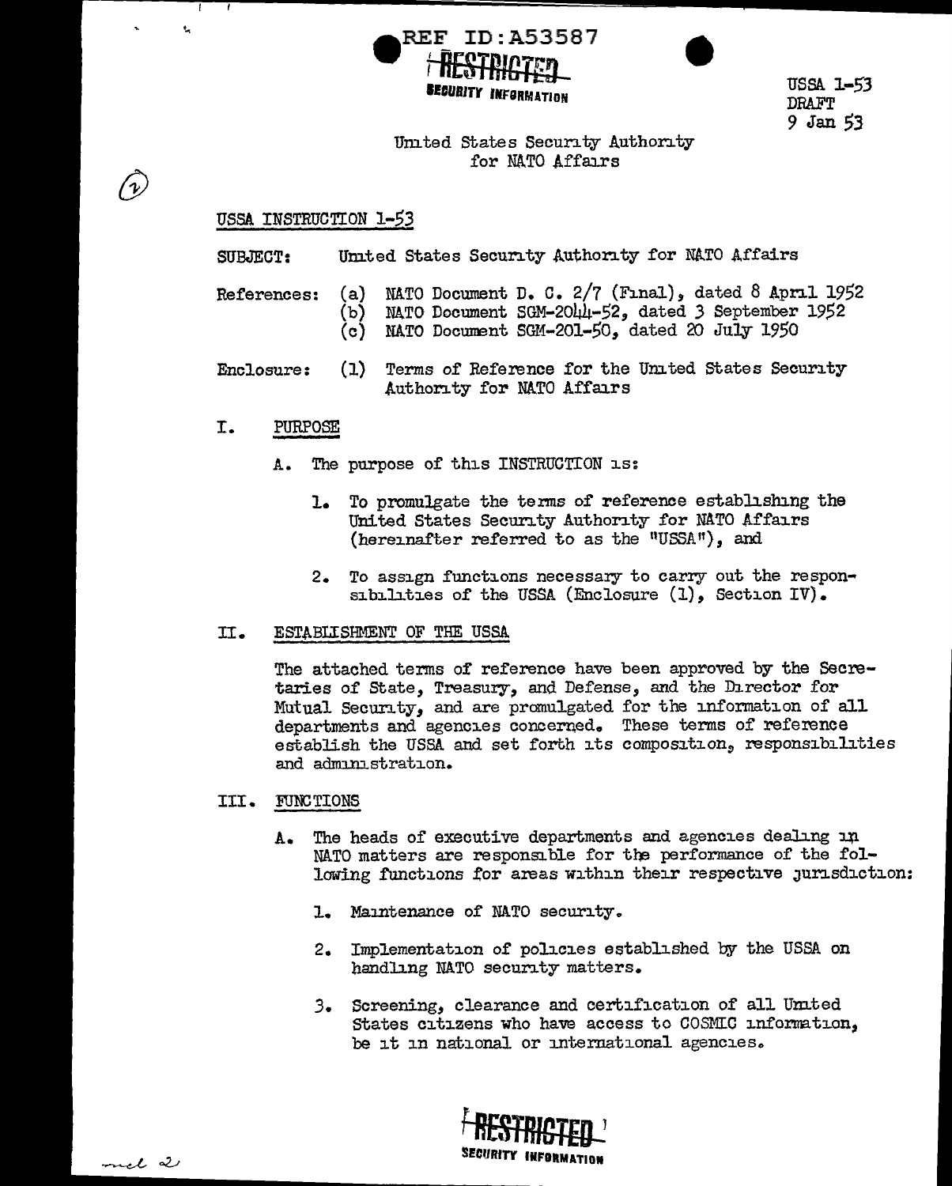REF ID:A53587

RESTRICTED
SECURITY INFORMATION

USSA 1-53
DRAFT
9 Jan 53

United States Security Authority
for NATO Affairs

## USSA INSTRUCTION 1-53

SUBJECT: United States Security Authority for NATO Affairs

References:
(a) NATO Document D. C. 2/7 (Final), dated 8 April 1952
(b) NATO Document SGM-2044-52, dated 3 September 1952
(c) NATO Document SGM-201-50, dated 20 July 1950

Enclosure: (1) Terms of Reference for the United States Security Authority for NATO Affairs

## I. PURPOSE

A. The purpose of this INSTRUCTION is:

1. To promulgate the terms of reference establishing the United States Security Authority for NATO Affairs (hereinafter referred to as the "USSA"), and

2. To assign functions necessary to carry out the responsibilities of the USSA (Enclosure (1), Section IV).

## II. ESTABLISHMENT OF THE USSA

The attached terms of reference have been approved by the Secretaries of State, Treasury, and Defense, and the Director for Mutual Security, and are promulgated for the information of all departments and agencies concerned. These terms of reference establish the USSA and set forth its composition, responsibilities and administration.

## III. FUNCTIONS

A. The heads of executive departments and agencies dealing in NATO matters are responsible for the performance of the following functions for areas within their respective jurisdiction:

1. Maintenance of NATO security.

2. Implementation of policies established by the USSA on handling NATO security matters.

3. Screening, clearance and certification of all United States citizens who have access to COSMIC information, be it in national or international agencies.

RESTRICTED
SECURITY INFORMATION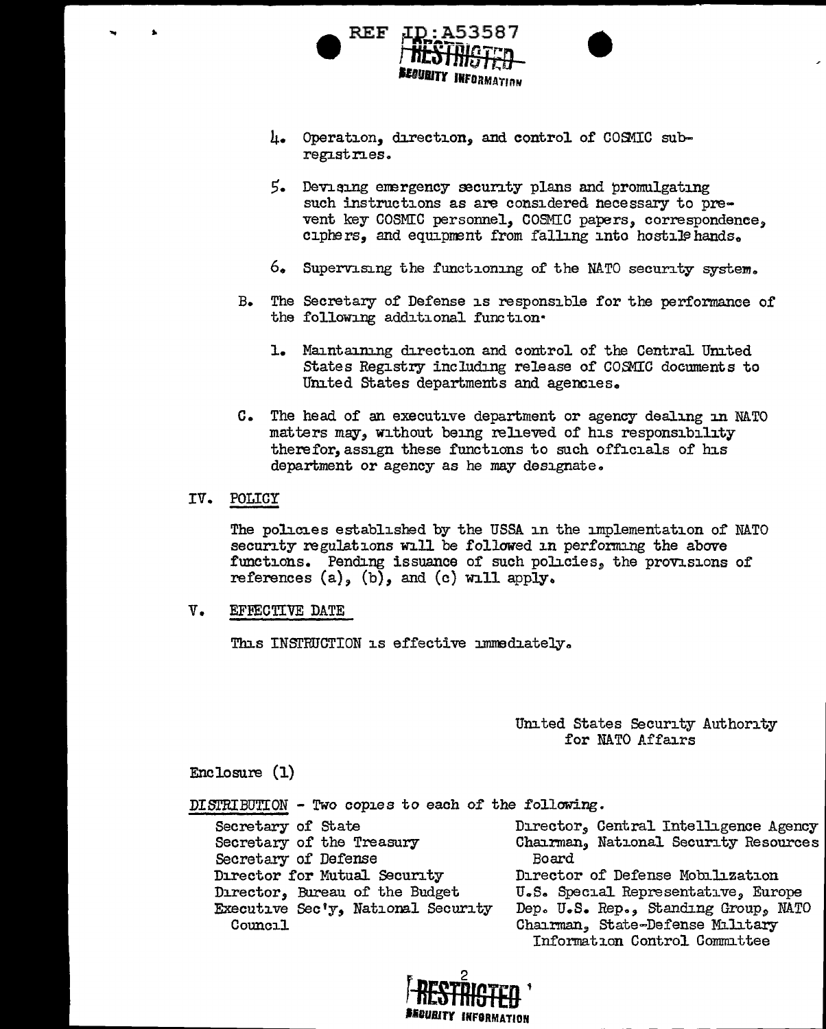REF ID:A53587

RESTRICTED
SECURITY INFORMATION

4. Operation, direction, and control of COSMIC sub-registries.

5. Devising emergency security plans and promulgating such instructions as are considered necessary to prevent key COSMIC personnel, COSMIC papers, correspondence, ciphers, and equipment from falling into hostile hands.

6. Supervising the functioning of the NATO security system.

B. The Secretary of Defense is responsible for the performance of the following additional function:

1. Maintaining direction and control of the Central United States Registry including release of COSMIC documents to United States departments and agencies.

C. The head of an executive department or agency dealing in NATO matters may, without being relieved of his responsibility therefor, assign these functions to such officials of his department or agency as he may designate.

## IV. POLICY

The policies established by the USSA in the implementation of NATO security regulations will be followed in performing the above functions. Pending issuance of such policies, the provisions of references (a), (b), and (c) will apply.

## V. EFFECTIVE DATE

This INSTRUCTION is effective immediately.

United States Security Authority
for NATO Affairs

Enclosure (1)

DISTRIBUTION - Two copies to each of the following.

Secretary of State
Secretary of the Treasury
Secretary of Defense
Director for Mutual Security
Director, Bureau of the Budget
Executive Sec'y, National Security Council
Director, Central Intelligence Agency
Chairman, National Security Resources Board
Director of Defense Mobilization
U.S. Special Representative, Europe
Dep. U.S. Rep., Standing Group, NATO
Chairman, State-Defense Military Information Control Committee

RESTRICTED
SECURITY INFORMATION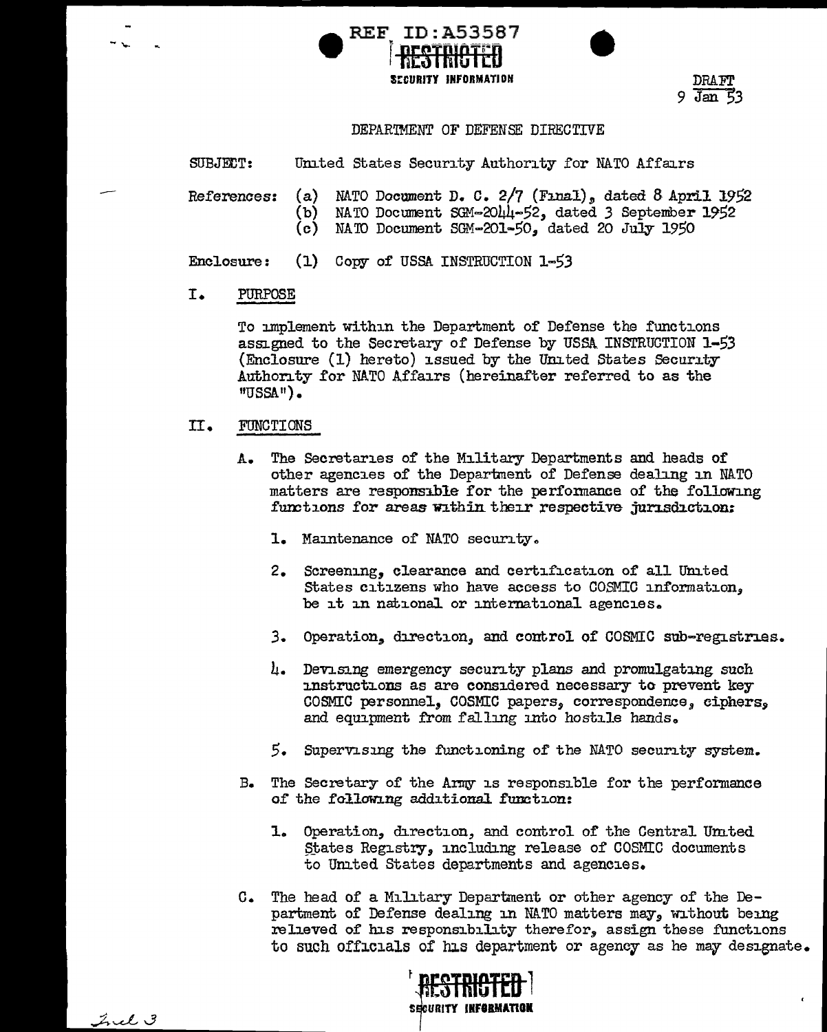REF ID:A53587

RESTRICTED
SECURITY INFORMATION

DRAFT
9 Jan 53

DEPARTMENT OF DEFENSE DIRECTIVE

SUBJECT: United States Security Authority for NATO Affairs

References:
(a) NATO Document D. C. 2/7 (Final), dated 8 April 1952
(b) NATO Document SGM-2044-52, dated 3 September 1952
(c) NATO Document SGM-201-50, dated 20 July 1950

Enclosure: (1) Copy of USSA INSTRUCTION 1-53

## I. PURPOSE

To implement within the Department of Defense the functions assigned to the Secretary of Defense by USSA INSTRUCTION 1-53 (Enclosure (1) hereto) issued by the United States Security Authority for NATO Affairs (hereinafter referred to as the "USSA").

## II. FUNCTIONS

A. The Secretaries of the Military Departments and heads of other agencies of the Department of Defense dealing in NATO matters are responsible for the performance of the following functions for areas within their respective jurisdiction:

1. Maintenance of NATO security.

2. Screening, clearance and certification of all United States citizens who have access to COSMIC information, be it in national or international agencies.

3. Operation, direction, and control of COSMIC sub-registries.

4. Devising emergency security plans and promulgating such instructions as are considered necessary to prevent key COSMIC personnel, COSMIC papers, correspondence, ciphers, and equipment from falling into hostile hands.

5. Supervising the functioning of the NATO security system.

B. The Secretary of the Army is responsible for the performance of the following additional function:

1. Operation, direction, and control of the Central United States Registry, including release of COSMIC documents to United States departments and agencies.

C. The head of a Military Department or other agency of the Department of Defense dealing in NATO matters may, without being relieved of his responsibility therefor, assign these functions to such officials of his department or agency as he may designate.

RESTRICTED
SECURITY INFORMATION

Incl 3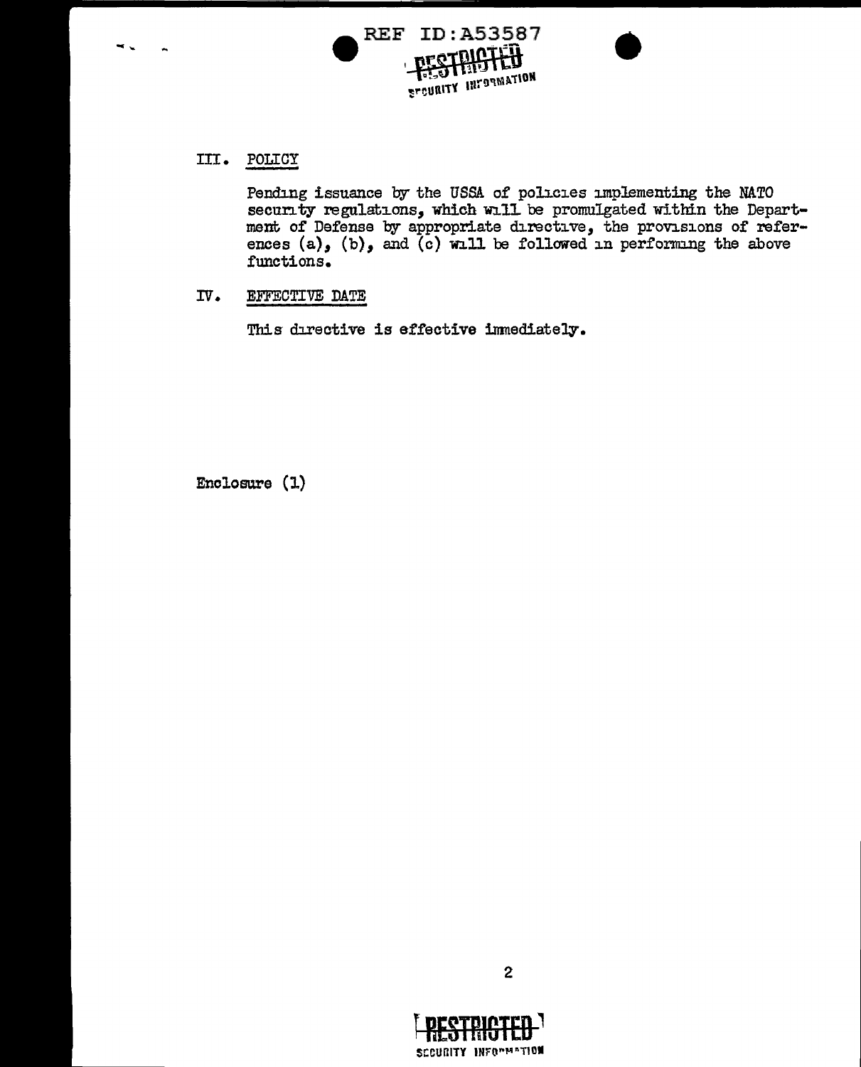## III. POLICY

Pending issuance by the USSA of policies implementing the NATO security regulations, which will be promulgated within the Department of Defense by appropriate directive, the provisions of references (a), (b), and (c) will be followed in performing the above functions.

## IV. EFFECTIVE DATE

This directive is effective immediately.

Enclosure (1)